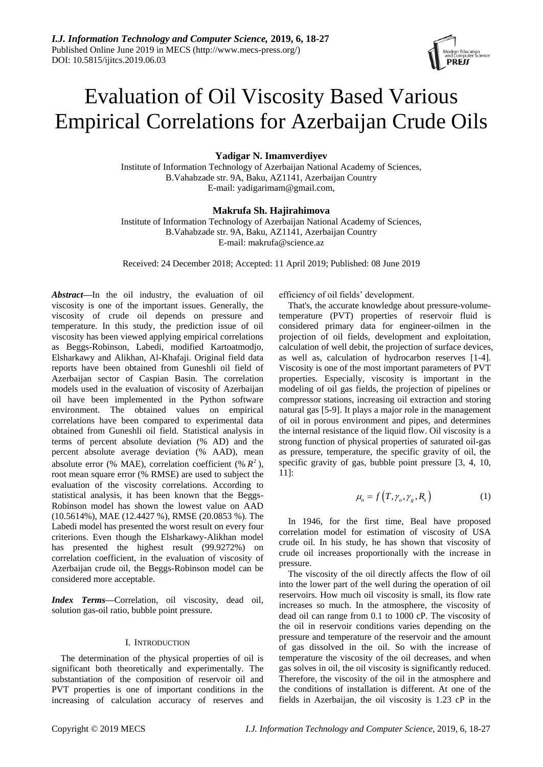# Evaluation of Oil Viscosity Based Various Empirical Correlations for Azerbaijan Crude Oils

**Yadigar N. Imamverdiyev**

Institute of Information Technology of Azerbaijan National Academy of Sciences,
B.Vahabzade str. 9A, Baku, AZ1141, Azerbaijan Country
E-mail: yadigarimam@gmail.com,

**Makrufa Sh. Hajirahimova**

Institute of Information Technology of Azerbaijan National Academy of Sciences,
B.Vahabzade str. 9A, Baku, AZ1141, Azerbaijan Country
E-mail: makrufa@science.az

Received: 24 December 2018; Accepted: 11 April 2019; Published: 08 June 2019

***Abstract***—In the oil industry, the evaluation of oil viscosity is one of the important issues. Generally, the viscosity of crude oil depends on pressure and temperature. In this study, the prediction issue of oil viscosity has been viewed applying empirical correlations as Beggs-Robinson, Labedi, modified Kartoatmodjo, Elsharkawy and Alikhan, Al-Khafaji. Original field data reports have been obtained from Guneshli oil field of Azerbaijan sector of Caspian Basin. The correlation models used in the evaluation of viscosity of Azerbaijan oil have been implemented in the Python software environment. The obtained values on empirical correlations have been compared to experimental data obtained from Guneshli oil field. Statistical analysis in terms of percent absolute deviation (% AD) and the percent absolute average deviation (% AAD), mean absolute error (% MAE), correlation coefficient (% $R^2$), root mean square error (% RMSE) are used to subject the evaluation of the viscosity correlations. According to statistical analysis, it has been known that the Beggs-Robinson model has shown the lowest value on AAD (10.5614%), MAE (12.4427 %), RMSE (20.0853 %). The Labedi model has presented the worst result on every four criterions. Even though the Elsharkawy-Alikhan model has presented the highest result (99.9272%) on correlation coefficient, in the evaluation of viscosity of Azerbaijan crude oil, the Beggs-Robinson model can be considered more acceptable.

***Index Terms***—Correlation, oil viscosity, dead oil, solution gas-oil ratio, bubble point pressure.

## I. Introduction

The determination of the physical properties of oil is significant both theoretically and experimentally. The substantiation of the composition of reservoir oil and PVT properties is one of important conditions in the increasing of calculation accuracy of reserves and efficiency of oil fields' development.

That's, the accurate knowledge about pressure-volume-temperature (PVT) properties of reservoir fluid is considered primary data for engineer-oilmen in the projection of oil fields, development and exploitation, calculation of well debit, the projection of surface devices, as well as, calculation of hydrocarbon reserves [1-4]. Viscosity is one of the most important parameters of PVT properties. Especially, viscosity is important in the modeling of oil gas fields, the projection of pipelines or compressor stations, increasing oil extraction and storing natural gas [5-9]. It plays a major role in the management of oil in porous environment and pipes, and determines the internal resistance of the liquid flow. Oil viscosity is a strong function of physical properties of saturated oil-gas as pressure, temperature, the specific gravity of oil, the specific gravity of gas, bubble point pressure [3, 4, 10, 11]:

$$\mu_o = f\left(T, \gamma_o, \gamma_g, R_s\right) \tag{1}$$

In 1946, for the first time, Beal have proposed correlation model for estimation of viscosity of USA crude oil. In his study, he has shown that viscosity of crude oil increases proportionally with the increase in pressure.

The viscosity of the oil directly affects the flow of oil into the lower part of the well during the operation of oil reservoirs. How much oil viscosity is small, its flow rate increases so much. In the atmosphere, the viscosity of dead oil can range from 0.1 to 1000 cP. The viscosity of the oil in reservoir conditions varies depending on the pressure and temperature of the reservoir and the amount of gas dissolved in the oil. So with the increase of temperature the viscosity of the oil decreases, and when gas solves in oil, the oil viscosity is significantly reduced. Therefore, the viscosity of the oil in the atmosphere and the conditions of installation is different. At one of the fields in Azerbaijan, the oil viscosity is 1.23 cP in the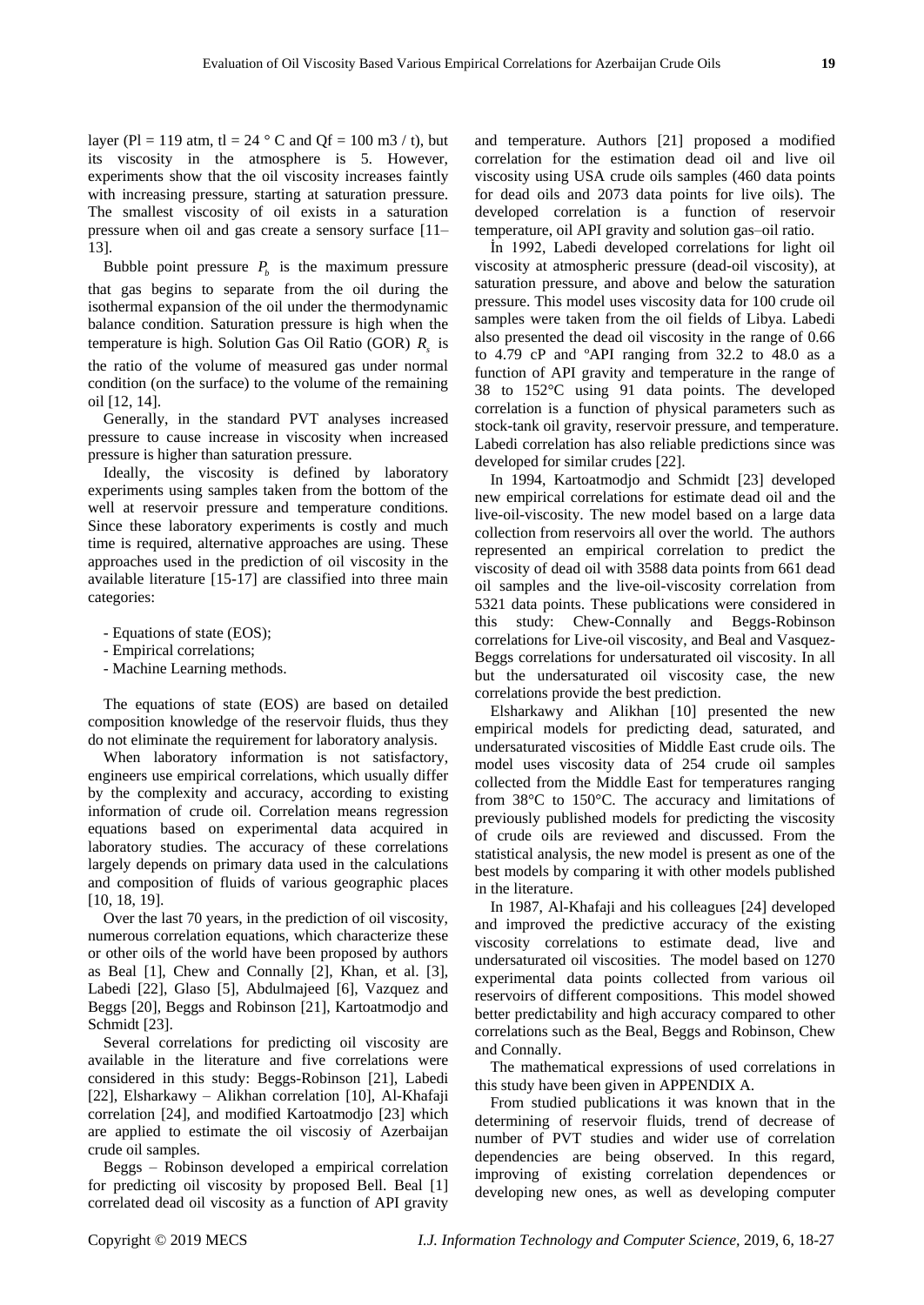layer (Pl = 119 atm, tl = 24 ° C and Qf = 100 m3 / t), but its viscosity in the atmosphere is 5. However, experiments show that the oil viscosity increases faintly with increasing pressure, starting at saturation pressure. The smallest viscosity of oil exists in a saturation pressure when oil and gas create a sensory surface [11–13].

Bubble point pressure $P_b$ is the maximum pressure that gas begins to separate from the oil during the isothermal expansion of the oil under the thermodynamic balance condition. Saturation pressure is high when the temperature is high. Solution Gas Oil Ratio (GOR) $R_s$ is the ratio of the volume of measured gas under normal condition (on the surface) to the volume of the remaining oil [12, 14].

Generally, in the standard PVT analyses increased pressure to cause increase in viscosity when increased pressure is higher than saturation pressure.

Ideally, the viscosity is defined by laboratory experiments using samples taken from the bottom of the well at reservoir pressure and temperature conditions. Since these laboratory experiments is costly and much time is required, alternative approaches are using. These approaches used in the prediction of oil viscosity in the available literature [15-17] are classified into three main categories:

- Equations of state (EOS);
- Empirical correlations;
- Machine Learning methods.

The equations of state (EOS) are based on detailed composition knowledge of the reservoir fluids, thus they do not eliminate the requirement for laboratory analysis.

When laboratory information is not satisfactory, engineers use empirical correlations, which usually differ by the complexity and accuracy, according to existing information of crude oil. Correlation means regression equations based on experimental data acquired in laboratory studies. The accuracy of these correlations largely depends on primary data used in the calculations and composition of fluids of various geographic places [10, 18, 19].

Over the last 70 years, in the prediction of oil viscosity, numerous correlation equations, which characterize these or other oils of the world have been proposed by authors as Beal [1], Chew and Connally [2], Khan, et al. [3], Labedi [22], Glaso [5], Abdulmajeed [6], Vazquez and Beggs [20], Beggs and Robinson [21], Kartoatmodjo and Schmidt [23].

Several correlations for predicting oil viscosity are available in the literature and five correlations were considered in this study: Beggs-Robinson [21], Labedi [22], Elsharkawy – Alikhan correlation [10], Al-Khafaji correlation [24], and modified Kartoatmodjo [23] which are applied to estimate the oil viscosiy of Azerbaijan crude oil samples.

Beggs – Robinson developed a empirical correlation for predicting oil viscosity by proposed Bell. Beal [1] correlated dead oil viscosity as a function of API gravity and temperature. Authors [21] proposed a modified correlation for the estimation dead oil and live oil viscosity using USA crude oils samples (460 data points for dead oils and 2073 data points for live oils). The developed correlation is a function of reservoir temperature, oil API gravity and solution gas–oil ratio.

İn 1992, Labedi developed correlations for light oil viscosity at atmospheric pressure (dead-oil viscosity), at saturation pressure, and above and below the saturation pressure. This model uses viscosity data for 100 crude oil samples were taken from the oil fields of Libya. Labedi also presented the dead oil viscosity in the range of 0.66 to 4.79 cP and °API ranging from 32.2 to 48.0 as a function of API gravity and temperature in the range of 38 to 152°C using 91 data points. The developed correlation is a function of physical parameters such as stock-tank oil gravity, reservoir pressure, and temperature. Labedi correlation has also reliable predictions since was developed for similar crudes [22].

In 1994, Kartoatmodjo and Schmidt [23] developed new empirical correlations for estimate dead oil and the live-oil-viscosity. The new model based on a large data collection from reservoirs all over the world. The authors represented an empirical correlation to predict the viscosity of dead oil with 3588 data points from 661 dead oil samples and the live-oil-viscosity correlation from 5321 data points. These publications were considered in this study: Chew-Connally and Beggs-Robinson correlations for Live-oil viscosity, and Beal and Vasquez-Beggs correlations for undersaturated oil viscosity. In all but the undersaturated oil viscosity case, the new correlations provide the best prediction.

Elsharkawy and Alikhan [10] presented the new empirical models for predicting dead, saturated, and undersaturated viscosities of Middle East crude oils. The model uses viscosity data of 254 crude oil samples collected from the Middle East for temperatures ranging from 38°C to 150°C. The accuracy and limitations of previously published models for predicting the viscosity of crude oils are reviewed and discussed. From the statistical analysis, the new model is present as one of the best models by comparing it with other models published in the literature.

In 1987, Al-Khafaji and his colleagues [24] developed and improved the predictive accuracy of the existing viscosity correlations to estimate dead, live and undersaturated oil viscosities. The model based on 1270 experimental data points collected from various oil reservoirs of different compositions. This model showed better predictability and high accuracy compared to other correlations such as the Beal, Beggs and Robinson, Chew and Connally.

The mathematical expressions of used correlations in this study have been given in APPENDIX A.

From studied publications it was known that in the determining of reservoir fluids, trend of decrease of number of PVT studies and wider use of correlation dependencies are being observed. In this regard, improving of existing correlation dependences or developing new ones, as well as developing computer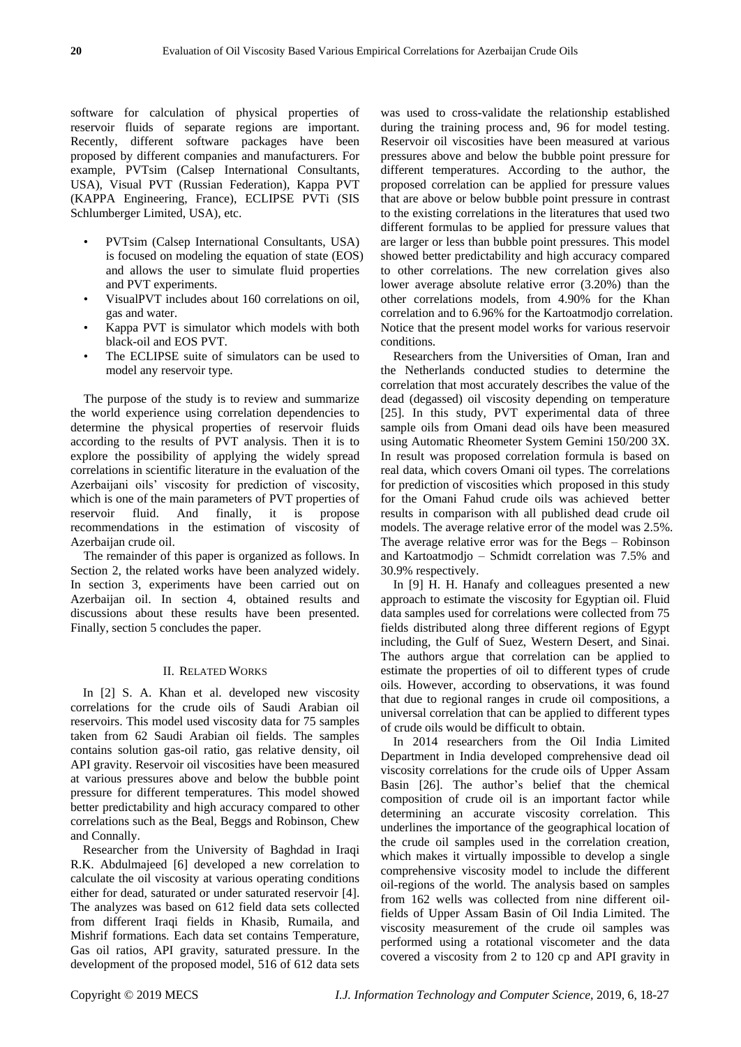software for calculation of physical properties of reservoir fluids of separate regions are important. Recently, different software packages have been proposed by different companies and manufacturers. For example, PVTsim (Calsep International Consultants, USA), Visual PVT (Russian Federation), Kappa PVT (KAPPA Engineering, France), ECLIPSE PVTi (SIS Schlumberger Limited, USA), etc.

- PVTsim (Calsep International Consultants, USA) is focused on modeling the equation of state (EOS) and allows the user to simulate fluid properties and PVT experiments.
- VisualPVT includes about 160 correlations on oil, gas and water.
- Kappa PVT is simulator which models with both black-oil and EOS PVT.
- The ECLIPSE suite of simulators can be used to model any reservoir type.

The purpose of the study is to review and summarize the world experience using correlation dependencies to determine the physical properties of reservoir fluids according to the results of PVT analysis. Then it is to explore the possibility of applying the widely spread correlations in scientific literature in the evaluation of the Azerbaijani oils' viscosity for prediction of viscosity, which is one of the main parameters of PVT properties of reservoir fluid. And finally, it is propose recommendations in the estimation of viscosity of Azerbaijan crude oil.

The remainder of this paper is organized as follows. In Section 2, the related works have been analyzed widely. In section 3, experiments have been carried out on Azerbaijan oil. In section 4, obtained results and discussions about these results have been presented. Finally, section 5 concludes the paper.

## II. Related Works

In [2] S. A. Khan et al. developed new viscosity correlations for the crude oils of Saudi Arabian oil reservoirs. This model used viscosity data for 75 samples taken from 62 Saudi Arabian oil fields. The samples contains solution gas-oil ratio, gas relative density, oil API gravity. Reservoir oil viscosities have been measured at various pressures above and below the bubble point pressure for different temperatures. This model showed better predictability and high accuracy compared to other correlations such as the Beal, Beggs and Robinson, Chew and Connally.

Researcher from the University of Baghdad in Iraqi R.K. Abdulmajeed [6] developed a new correlation to calculate the oil viscosity at various operating conditions either for dead, saturated or under saturated reservoir [4]. The analyzes was based on 612 field data sets collected from different Iraqi fields in Khasib, Rumaila, and Mishrif formations. Each data set contains Temperature, Gas oil ratios, API gravity, saturated pressure. In the development of the proposed model, 516 of 612 data sets was used to cross-validate the relationship established during the training process and, 96 for model testing. Reservoir oil viscosities have been measured at various pressures above and below the bubble point pressure for different temperatures. According to the author, the proposed correlation can be applied for pressure values that are above or below bubble point pressure in contrast to the existing correlations in the literatures that used two different formulas to be applied for pressure values that are larger or less than bubble point pressures. This model showed better predictability and high accuracy compared to other correlations. The new correlation gives also lower average absolute relative error (3.20%) than the other correlations models, from 4.90% for the Khan correlation and to 6.96% for the Kartoatmodjo correlation. Notice that the present model works for various reservoir conditions.

Researchers from the Universities of Oman, Iran and the Netherlands conducted studies to determine the correlation that most accurately describes the value of the dead (degassed) oil viscosity depending on temperature [25]. In this study, PVT experimental data of three sample oils from Omani dead oils have been measured using Automatic Rheometer System Gemini 150/200 3X. In result was proposed correlation formula is based on real data, which covers Omani oil types. The correlations for prediction of viscosities which proposed in this study for the Omani Fahud crude oils was achieved better results in comparison with all published dead crude oil models. The average relative error of the model was 2.5%. The average relative error was for the Begs – Robinson and Kartoatmodjo – Schmidt correlation was 7.5% and 30.9% respectively.

In [9] H. H. Hanafy and colleagues presented a new approach to estimate the viscosity for Egyptian oil. Fluid data samples used for correlations were collected from 75 fields distributed along three different regions of Egypt including, the Gulf of Suez, Western Desert, and Sinai. The authors argue that correlation can be applied to estimate the properties of oil to different types of crude oils. However, according to observations, it was found that due to regional ranges in crude oil compositions, a universal correlation that can be applied to different types of crude oils would be difficult to obtain.

In 2014 researchers from the Oil India Limited Department in India developed comprehensive dead oil viscosity correlations for the crude oils of Upper Assam Basin [26]. The author's belief that the chemical composition of crude oil is an important factor while determining an accurate viscosity correlation. This underlines the importance of the geographical location of the crude oil samples used in the correlation creation, which makes it virtually impossible to develop a single comprehensive viscosity model to include the different oil-regions of the world. The analysis based on samples from 162 wells was collected from nine different oil-fields of Upper Assam Basin of Oil India Limited. The viscosity measurement of the crude oil samples was performed using a rotational viscometer and the data covered a viscosity from 2 to 120 cp and API gravity in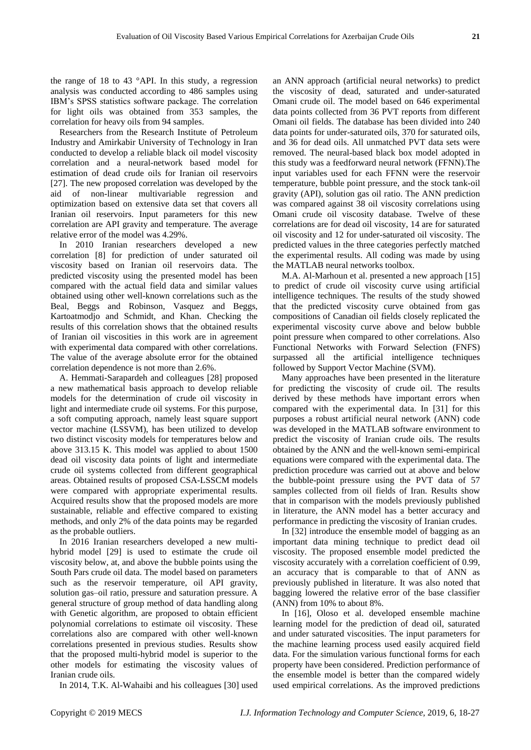the range of 18 to 43 °API. In this study, a regression analysis was conducted according to 486 samples using IBM's SPSS statistics software package. The correlation for light oils was obtained from 353 samples, the correlation for heavy oils from 94 samples.

Researchers from the Research Institute of Petroleum Industry and Amirkabir University of Technology in Iran conducted to develop a reliable black oil model viscosity correlation and a neural-network based model for estimation of dead crude oils for Iranian oil reservoirs [27]. The new proposed correlation was developed by the aid of non-linear multivariable regression and optimization based on extensive data set that covers all Iranian oil reservoirs. Input parameters for this new correlation are API gravity and temperature. The average relative error of the model was 4.29%.

In 2010 Iranian researchers developed a new correlation [8] for prediction of under saturated oil viscosity based on Iranian oil reservoirs data. The predicted viscosity using the presented model has been compared with the actual field data and similar values obtained using other well-known correlations such as the Beal, Beggs and Robinson, Vasquez and Beggs, Kartoatmodjo and Schmidt, and Khan. Checking the results of this correlation shows that the obtained results of Iranian oil viscosities in this work are in agreement with experimental data compared with other correlations. The value of the average absolute error for the obtained correlation dependence is not more than 2.6%.

A. Hemmati-Sarapardeh and colleagues [28] proposed a new mathematical basis approach to develop reliable models for the determination of crude oil viscosity in light and intermediate crude oil systems. For this purpose, a soft computing approach, namely least square support vector machine (LSSVM), has been utilized to develop two distinct viscosity models for temperatures below and above 313.15 K. This model was applied to about 1500 dead oil viscosity data points of light and intermediate crude oil systems collected from different geographical areas. Obtained results of proposed CSA-LSSCM models were compared with appropriate experimental results. Acquired results show that the proposed models are more sustainable, reliable and effective compared to existing methods, and only 2% of the data points may be regarded as the probable outliers.

In 2016 Iranian researchers developed a new multi-hybrid model [29] is used to estimate the crude oil viscosity below, at, and above the bubble points using the South Pars crude oil data. The model based on parameters such as the reservoir temperature, oil API gravity, solution gas–oil ratio, pressure and saturation pressure. A general structure of group method of data handling along with Genetic algorithm, are proposed to obtain efficient polynomial correlations to estimate oil viscosity. These correlations also are compared with other well-known correlations presented in previous studies. Results show that the proposed multi-hybrid model is superior to the other models for estimating the viscosity values of Iranian crude oils.

In 2014, T.K. Al-Wahaibi and his colleagues [30] used an ANN approach (artificial neural networks) to predict the viscosity of dead, saturated and under-saturated Omani crude oil. The model based on 646 experimental data points collected from 36 PVT reports from different Omani oil fields. The database has been divided into 240 data points for under-saturated oils, 370 for saturated oils, and 36 for dead oils. All unmatched PVT data sets were removed. The neural-based black box model adopted in this study was a feedforward neural network (FFNN).The input variables used for each FFNN were the reservoir temperature, bubble point pressure, and the stock tank-oil gravity (API), solution gas oil ratio. The ANN prediction was compared against 38 oil viscosity correlations using Omani crude oil viscosity database. Twelve of these correlations are for dead oil viscosity, 14 are for saturated oil viscosity and 12 for under-saturated oil viscosity. The predicted values in the three categories perfectly matched the experimental results. All coding was made by using the MATLAB neural networks toolbox.

M.A. Al-Marhoun et al. presented a new approach [15] to predict of crude oil viscosity curve using artificial intelligence techniques. The results of the study showed that the predicted viscosity curve obtained from gas compositions of Canadian oil fields closely replicated the experimental viscosity curve above and below bubble point pressure when compared to other correlations. Also Functional Networks with Forward Selection (FNFS) surpassed all the artificial intelligence techniques followed by Support Vector Machine (SVM).

Many approaches have been presented in the literature for predicting the viscosity of crude oil. The results derived by these methods have important errors when compared with the experimental data. In [31] for this purposes a robust artificial neural network (ANN) code was developed in the MATLAB software environment to predict the viscosity of Iranian crude oils. The results obtained by the ANN and the well-known semi-empirical equations were compared with the experimental data. The prediction procedure was carried out at above and below the bubble-point pressure using the PVT data of 57 samples collected from oil fields of Iran. Results show that in comparison with the models previously published in literature, the ANN model has a better accuracy and performance in predicting the viscosity of Iranian crudes.

In [32] introduce the ensemble model of bagging as an important data mining technique to predict dead oil viscosity. The proposed ensemble model predicted the viscosity accurately with a correlation coefficient of 0.99, an accuracy that is comparable to that of ANN as previously published in literature. It was also noted that bagging lowered the relative error of the base classifier (ANN) from 10% to about 8%.

In [16], Oloso et al. developed ensemble machine learning model for the prediction of dead oil, saturated and under saturated viscosities. The input parameters for the machine learning process used easily acquired field data. For the simulation various functional forms for each property have been considered. Prediction performance of the ensemble model is better than the compared widely used empirical correlations. As the improved predictions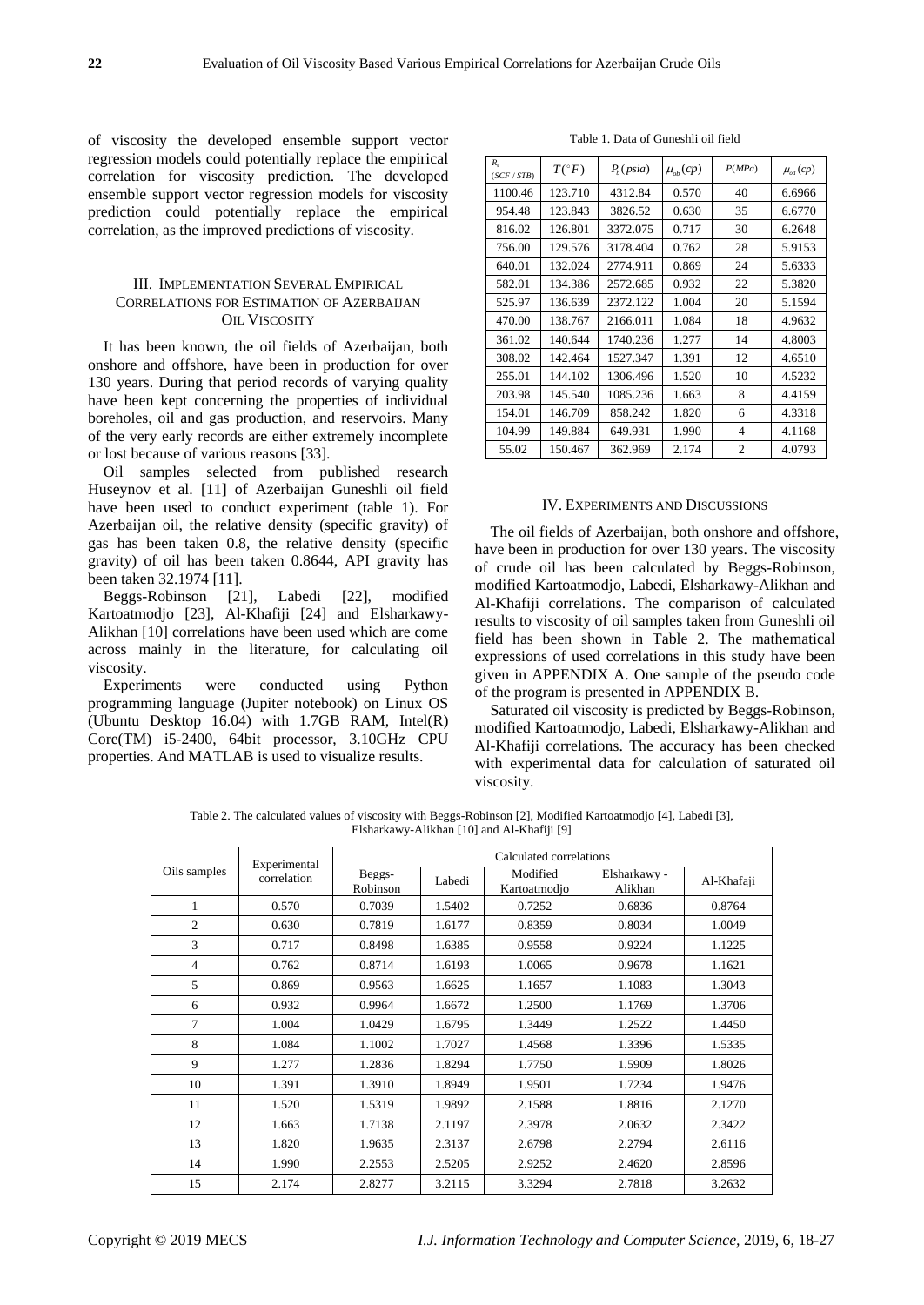of viscosity the developed ensemble support vector regression models could potentially replace the empirical correlation for viscosity prediction. The developed ensemble support vector regression models for viscosity prediction could potentially replace the empirical correlation, as the improved predictions of viscosity.

## III. Implementation Several Empirical Correlations for Estimation of Azerbaijan Oil Viscosity

It has been known, the oil fields of Azerbaijan, both onshore and offshore, have been in production for over 130 years. During that period records of varying quality have been kept concerning the properties of individual boreholes, oil and gas production, and reservoirs. Many of the very early records are either extremely incomplete or lost because of various reasons [33].

Oil samples selected from published research Huseynov et al. [11] of Azerbaijan Guneshli oil field have been used to conduct experiment (table 1). For Azerbaijan oil, the relative density (specific gravity) of gas has been taken 0.8, the relative density (specific gravity) of oil has been taken 0.8644, API gravity has been taken 32.1974 [11].

Beggs-Robinson [21], Labedi [22], modified Kartoatmodjo [23], Al-Khafiji [24] and Elsharkawy-Alikhan [10] correlations have been used which are come across mainly in the literature, for calculating oil viscosity.

Experiments were conducted using Python programming language (Jupiter notebook) on Linux OS (Ubuntu Desktop 16.04) with 1.7GB RAM, Intel(R) Core(TM) i5-2400, 64bit processor, 3.10GHz CPU properties. And MATLAB is used to visualize results.

Table 1. Data of Guneshli oil field

| $R_s$ $(SCF/STB)$ | $T(^{\circ}F)$ | $P_b(psia)$ | $\mu_{ob}(cp)$ | $P(MPa)$ | $\mu_{od}(cp)$ |
|---|---|---|---|---|---|
| 1100.46 | 123.710 | 4312.84 | 0.570 | 40 | 6.6966 |
| 954.48 | 123.843 | 3826.52 | 0.630 | 35 | 6.6770 |
| 816.02 | 126.801 | 3372.075 | 0.717 | 30 | 6.2648 |
| 756.00 | 129.576 | 3178.404 | 0.762 | 28 | 5.9153 |
| 640.01 | 132.024 | 2774.911 | 0.869 | 24 | 5.6333 |
| 582.01 | 134.386 | 2572.685 | 0.932 | 22 | 5.3820 |
| 525.97 | 136.639 | 2372.122 | 1.004 | 20 | 5.1594 |
| 470.00 | 138.767 | 2166.011 | 1.084 | 18 | 4.9632 |
| 361.02 | 140.644 | 1740.236 | 1.277 | 14 | 4.8003 |
| 308.02 | 142.464 | 1527.347 | 1.391 | 12 | 4.6510 |
| 255.01 | 144.102 | 1306.496 | 1.520 | 10 | 4.5232 |
| 203.98 | 145.540 | 1085.236 | 1.663 | 8 | 4.4159 |
| 154.01 | 146.709 | 858.242 | 1.820 | 6 | 4.3318 |
| 104.99 | 149.884 | 649.931 | 1.990 | 4 | 4.1168 |
| 55.02 | 150.467 | 362.969 | 2.174 | 2 | 4.0793 |

## IV. Experiments and Discussions

The oil fields of Azerbaijan, both onshore and offshore, have been in production for over 130 years. The viscosity of crude oil has been calculated by Beggs-Robinson, modified Kartoatmodjo, Labedi, Elsharkawy-Alikhan and Al-Khafiji correlations. The comparison of calculated results to viscosity of oil samples taken from Guneshli oil field has been shown in Table 2. The mathematical expressions of used correlations in this study have been given in APPENDIX A. One sample of the pseudo code of the program is presented in APPENDIX B.

Saturated oil viscosity is predicted by Beggs-Robinson, modified Kartoatmodjo, Labedi, Elsharkawy-Alikhan and Al-Khafiji correlations. The accuracy has been checked with experimental data for calculation of saturated oil viscosity.

Table 2. The calculated values of viscosity with Beggs-Robinson [2], Modified Kartoatmodjo [4], Labedi [3], Elsharkawy-Alikhan [10] and Al-Khafiji [9]

| Oils samples | Experimental correlation | Calculated correlations | | | | |
|---|---|---|---|---|---|---|
| | | Beggs-Robinson | Labedi | Modified Kartoatmodjo | Elsharkawy - Alikhan | Al-Khafaji |
| 1 | 0.570 | 0.7039 | 1.5402 | 0.7252 | 0.6836 | 0.8764 |
| 2 | 0.630 | 0.7819 | 1.6177 | 0.8359 | 0.8034 | 1.0049 |
| 3 | 0.717 | 0.8498 | 1.6385 | 0.9558 | 0.9224 | 1.1225 |
| 4 | 0.762 | 0.8714 | 1.6193 | 1.0065 | 0.9678 | 1.1621 |
| 5 | 0.869 | 0.9563 | 1.6625 | 1.1657 | 1.1083 | 1.3043 |
| 6 | 0.932 | 0.9964 | 1.6672 | 1.2500 | 1.1769 | 1.3706 |
| 7 | 1.004 | 1.0429 | 1.6795 | 1.3449 | 1.2522 | 1.4450 |
| 8 | 1.084 | 1.1002 | 1.7027 | 1.4568 | 1.3396 | 1.5335 |
| 9 | 1.277 | 1.2836 | 1.8294 | 1.7750 | 1.5909 | 1.8026 |
| 10 | 1.391 | 1.3910 | 1.8949 | 1.9501 | 1.7234 | 1.9476 |
| 11 | 1.520 | 1.5319 | 1.9892 | 2.1588 | 1.8816 | 2.1270 |
| 12 | 1.663 | 1.7138 | 2.1197 | 2.3978 | 2.0632 | 2.3422 |
| 13 | 1.820 | 1.9635 | 2.3137 | 2.6798 | 2.2794 | 2.6116 |
| 14 | 1.990 | 2.2553 | 2.5205 | 2.9252 | 2.4620 | 2.8596 |
| 15 | 2.174 | 2.8277 | 3.2115 | 3.3294 | 2.7818 | 3.2632 |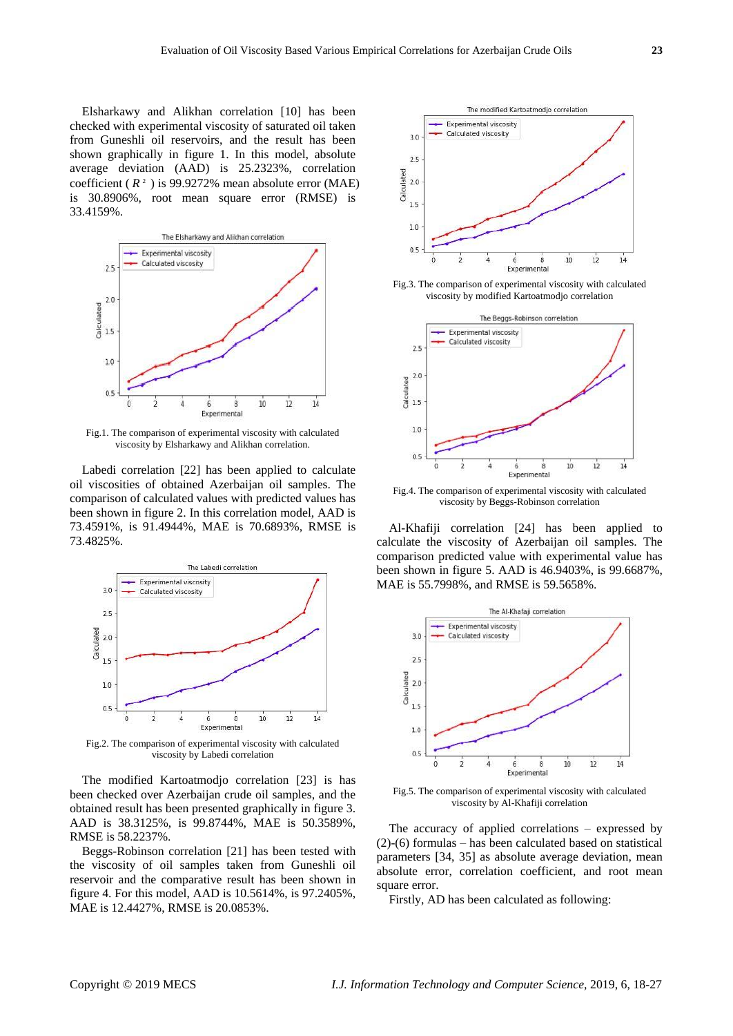Elsharkawy and Alikhan correlation [10] has been checked with experimental viscosity of saturated oil taken from Guneshli oil reservoirs, and the result has been shown graphically in figure 1. In this model, absolute average deviation (AAD) is 25.2323%, correlation coefficient ( $R^2$ ) is 99.9272% mean absolute error (MAE) is 30.8906%, root mean square error (RMSE) is 33.4159%.

Fig.1. The comparison of experimental viscosity with calculated viscosity by Elsharkawy and Alikhan correlation.

Labedi correlation [22] has been applied to calculate oil viscosities of obtained Azerbaijan oil samples. The comparison of calculated values with predicted values has been shown in figure 2. In this correlation model, AAD is 73.4591%, is 91.4944%, MAE is 70.6893%, RMSE is 73.4825%.

Fig.2. The comparison of experimental viscosity with calculated viscosity by Labedi correlation

The modified Kartoatmodjo correlation [23] is has been checked over Azerbaijan crude oil samples, and the obtained result has been presented graphically in figure 3. AAD is 38.3125%, is 99.8744%, MAE is 50.3589%, RMSE is 58.2237%.

Beggs-Robinson correlation [21] has been tested with the viscosity of oil samples taken from Guneshli oil reservoir and the comparative result has been shown in figure 4. For this model, AAD is 10.5614%, is 97.2405%, MAE is 12.4427%, RMSE is 20.0853%.

Fig.3. The comparison of experimental viscosity with calculated viscosity by modified Kartoatmodjo correlation

Fig.4. The comparison of experimental viscosity with calculated viscosity by Beggs-Robinson correlation

Al-Khafiji correlation [24] has been applied to calculate the viscosity of Azerbaijan oil samples. The comparison predicted value with experimental value has been shown in figure 5. AAD is 46.9403%, is 99.6687%, MAE is 55.7998%, and RMSE is 59.5658%.

Fig.5. The comparison of experimental viscosity with calculated viscosity by Al-Khafiji correlation

The accuracy of applied correlations – expressed by (2)-(6) formulas – has been calculated based on statistical parameters [34, 35] as absolute average deviation, mean absolute error, correlation coefficient, and root mean square error.

Firstly, AD has been calculated as following: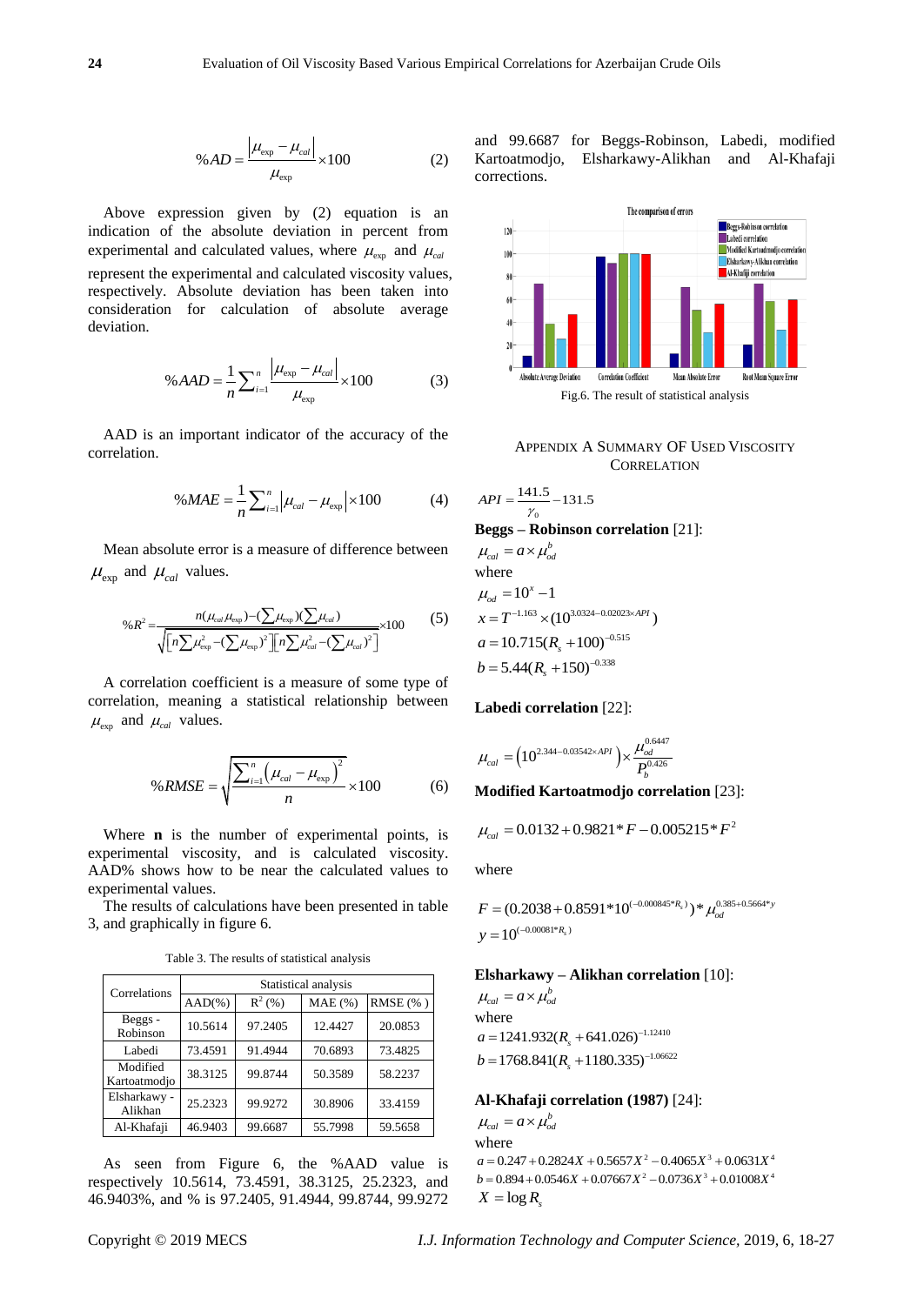$$\%AD = \frac{\left|\mu_{\exp} - \mu_{cal}\right|}{\mu_{\exp}} \times 100 \qquad (2)$$

Above expression given by (2) equation is an indication of the absolute deviation in percent from experimental and calculated values, where $\mu_{\exp}$ and $\mu_{cal}$ represent the experimental and calculated viscosity values, respectively. Absolute deviation has been taken into consideration for calculation of absolute average deviation.

$$\%AAD = \frac{1}{n}\sum_{i=1}^{n} \frac{\left|\mu_{\exp} - \mu_{cal}\right|}{\mu_{\exp}} \times 100 \qquad (3)$$

AAD is an important indicator of the accuracy of the correlation.

$$\%MAE = \frac{1}{n}\sum_{i=1}^{n} \left|\mu_{cal} - \mu_{\exp}\right| \times 100 \qquad (4)$$

Mean absolute error is a measure of difference between $\mu_{\exp}$ and $\mu_{cal}$ values.

$$\%R^2 = \frac{n(\mu_{cal}\mu_{\exp}) - (\sum \mu_{\exp})(\sum \mu_{cal})}{\sqrt{\left[n\sum \mu_{\exp}^2 - (\sum \mu_{\exp})^2\right]\left[n\sum \mu_{cal}^2 - (\sum \mu_{cal})^2\right]}} \times 100 \qquad (5)$$

A correlation coefficient is a measure of some type of correlation, meaning a statistical relationship between $\mu_{\exp}$ and $\mu_{cal}$ values.

$$\%RMSE = \sqrt{\frac{\sum_{i=1}^{n}\left(\mu_{cal} - \mu_{\exp}\right)^2}{n}} \times 100 \qquad (6)$$

Where **n** is the number of experimental points, is experimental viscosity, and is calculated viscosity. AAD% shows how to be near the calculated values to experimental values.

The results of calculations have been presented in table 3, and graphically in figure 6.

Table 3. The results of statistical analysis

| Correlations | Statistical analysis | | | |
|---|---|---|---|---|
| | AAD(%) | $R^2$ (%) | MAE (%) | RMSE (%) |
| Beggs - Robinson | 10.5614 | 97.2405 | 12.4427 | 20.0853 |
| Labedi | 73.4591 | 91.4944 | 70.6893 | 73.4825 |
| Modified Kartoatmodjo | 38.3125 | 99.8744 | 50.3589 | 58.2237 |
| Elsharkawy - Alikhan | 25.2323 | 99.9272 | 30.8906 | 33.4159 |
| Al-Khafaji | 46.9403 | 99.6687 | 55.7998 | 59.5658 |

As seen from Figure 6, the %AAD value is respectively 10.5614, 73.4591, 38.3125, 25.2323, and 46.9403%, and % is 97.2405, 91.4944, 99.8744, 99.9272 and 99.6687 for Beggs-Robinson, Labedi, modified Kartoatmodjo, Elsharkawy-Alikhan and Al-Khafaji corrections.

Fig.6. The result of statistical analysis

## Appendix A Summary of Used Viscosity Correlation

$$API = \frac{141.5}{\gamma_0} - 131.5$$

**Beggs – Robinson correlation** [21]:

$$\mu_{cal} = a \times \mu_{od}^{b}$$

where

$$\mu_{od} = 10^{x} - 1$$

$$x = T^{-1.163} \times (10^{3.0324 - 0.02023 \times API})$$

$$a = 10.715(R_s + 100)^{-0.515}$$

$$b = 5.44(R_s + 150)^{-0.338}$$

**Labedi correlation** [22]:

$$\mu_{cal} = \left(10^{2.344 - 0.03542 \times API}\right) \times \frac{\mu_{od}^{0.6447}}{P_b^{0.426}}$$

**Modified Kartoatmodjo correlation** [23]:

$$\mu_{cal} = 0.0132 + 0.9821 * F - 0.005215 * F^2$$

where

$$F = (0.2038 + 0.8591 * 10^{(-0.000845 * R_s)}) * \mu_{od}^{0.385 + 0.5664 * y}$$

$$y = 10^{(-0.00081 * R_s)}$$

**Elsharkawy – Alikhan correlation** [10]:

$$\mu_{cal} = a \times \mu_{od}^{b}$$

where

$$a = 1241.932(R_s + 641.026)^{-1.12410}$$

$$b = 1768.841(R_s + 1180.335)^{-1.06622}$$

**Al-Khafaji correlation (1987)** [24]:

$$\mu_{cal} = a \times \mu_{od}^{b}$$

where

$$a = 0.247 + 0.2824X + 0.5657X^2 - 0.4065X^3 + 0.0631X^4$$

$$b = 0.894 + 0.0546X + 0.07667X^2 - 0.0736X^3 + 0.01008X^4$$

$$X = \log R_s$$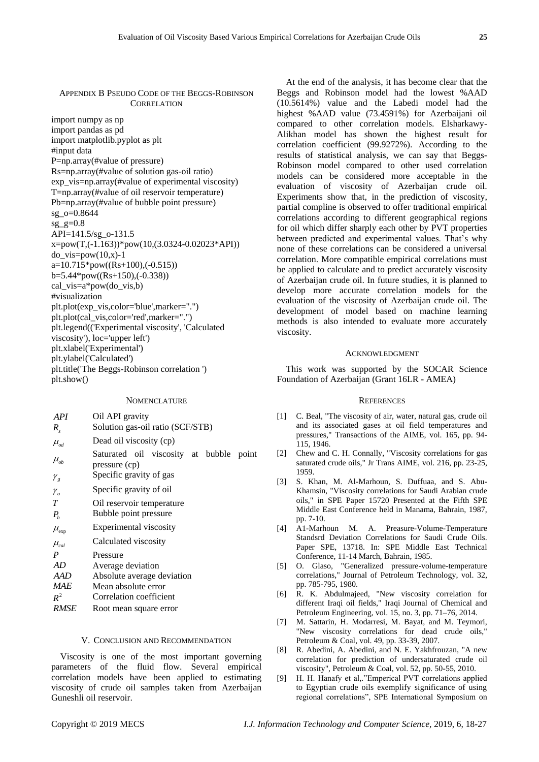## Appendix B Pseudo Code of the Beggs-Robinson Correlation

```
import numpy as np
import pandas as pd
import matplotlib.pyplot as plt
#input data
P=np.array(#value of pressure)
Rs=np.array(#value of solution gas-oil ratio)
exp_vis=np.array(#value of experimental viscosity)
T=np.array(#value of oil reservoir temperature)
Pb=np.array(#value of bubble point pressure)
sg_o=0.8644
sg_g=0.8
API=141.5/sg_o-131.5
x=pow(T,(-1.163))*pow(10,(3.0324-0.02023*API))
do_vis=pow(10,x)-1
a=10.715*pow((Rs+100),(-0.515))
b=5.44*pow((Rs+150),(-0.338))
cal_vis=a*pow(do_vis,b)
#visualization
plt.plot(exp_vis,color='blue',marker=".")
plt.plot(cal_vis,color='red',marker=".")
plt.legend(('Experimental viscosity', 'Calculated viscosity'), loc='upper left')
plt.xlabel('Experimental')
plt.ylabel('Calculated')
plt.title('The Beggs-Robinson correlation ')
plt.show()
```

## Nomenclature

| | |
|---|---|
| $API$ | Oil API gravity |
| $R_s$ | Solution gas-oil ratio (SCF/STB) |
| $\mu_{od}$ | Dead oil viscosity (cp) |
| $\mu_{ob}$ | Saturated oil viscosity at bubble point pressure (cp) |
| $\gamma_g$ | Specific gravity of gas |
| $\gamma_o$ | Specific gravity of oil |
| $T$ | Oil reservoir temperature |
| $P_b$ | Bubble point pressure |
| $\mu_{\exp}$ | Experimental viscosity |
| $\mu_{cal}$ | Calculated viscosity |
| $P$ | Pressure |
| $AD$ | Average deviation |
| $AAD$ | Absolute average deviation |
| $MAE$ | Mean absolute error |
| $R^2$ | Correlation coefficient |
| $RMSE$ | Root mean square error |

## V. Conclusion and Recommendation

Viscosity is one of the most important governing parameters of the fluid flow. Several empirical correlation models have been applied to estimating viscosity of crude oil samples taken from Azerbaijan Guneshli oil reservoir.

At the end of the analysis, it has become clear that the Beggs and Robinson model had the lowest %AAD (10.5614%) value and the Labedi model had the highest %AAD value (73.4591%) for Azerbaijani oil compared to other correlation models. Elsharkawy-Alikhan model has shown the highest result for correlation coefficient (99.9272%). According to the results of statistical analysis, we can say that Beggs-Robinson model compared to other used correlation models can be considered more acceptable in the evaluation of viscosity of Azerbaijan crude oil. Experiments show that, in the prediction of viscosity, partial compline is observed to offer traditional empirical correlations according to different geographical regions for oil which differ sharply each other by PVT properties between predicted and experimental values. That's why none of these correlations can be considered a universal correlation. More compatible empirical correlations must be applied to calculate and to predict accurately viscosity of Azerbaijan crude oil. In future studies, it is planned to develop more accurate correlation models for the evaluation of the viscosity of Azerbaijan crude oil. The development of model based on machine learning methods is also intended to evaluate more accurately viscosity.

## Acknowledgment

This work was supported by the SOCAR Science Foundation of Azerbaijan (Grant 16LR - AMEA)

## References

[1] C. Beal, "The viscosity of air, water, natural gas, crude oil and its associated gases at oil field temperatures and pressures," Transactions of the AIME, vol. 165, pp. 94-115, 1946.

[2] Chew and C. H. Connally, "Viscosity correlations for gas saturated crude oils," Jr Trans AIME, vol. 216, pp. 23-25, 1959.

[3] S. Khan, M. Al-Marhoun, S. Duffuaa, and S. Abu-Khamsin, "Viscosity correlations for Saudi Arabian crude oils," in SPE Paper 15720 Presented at the Fifth SPE Middle East Conference held in Manama, Bahrain, 1987, pp. 7-10.

[4] A1-Marhoun M. A. Preasure-Volume-Temperature Standsrd Deviation Correlations for Saudi Crude Oils. Paper SPE, 13718. In: SPE Middle East Technical Conference, 11-14 March, Bahrain, 1985.

[5] O. Glaso, "Generalized pressure-volume-temperature correlations," Journal of Petroleum Technology, vol. 32, pp. 785-795, 1980.

[6] R. K. Abdulmajeed, "New viscosity correlation for different Iraqi oil fields," Iraqi Journal of Chemical and Petroleum Engineering, vol. 15, no. 3, pp. 71–76, 2014.

[7] M. Sattarin, H. Modarresi, M. Bayat, and M. Teymori, "New viscosity correlations for dead crude oils," Petroleum & Coal, vol. 49, pp. 33-39, 2007.

[8] R. Abedini, A. Abedini, and N. E. Yakhfrouzan, "A new correlation for prediction of undersaturated crude oil viscosity", Petroleum & Coal, vol. 52, pp. 50-55, 2010.

[9] H. H. Hanafy et al,."Emperical PVT correlations applied to Egyptian crude oils exemplify significance of using regional correlations", SPE International Symposium on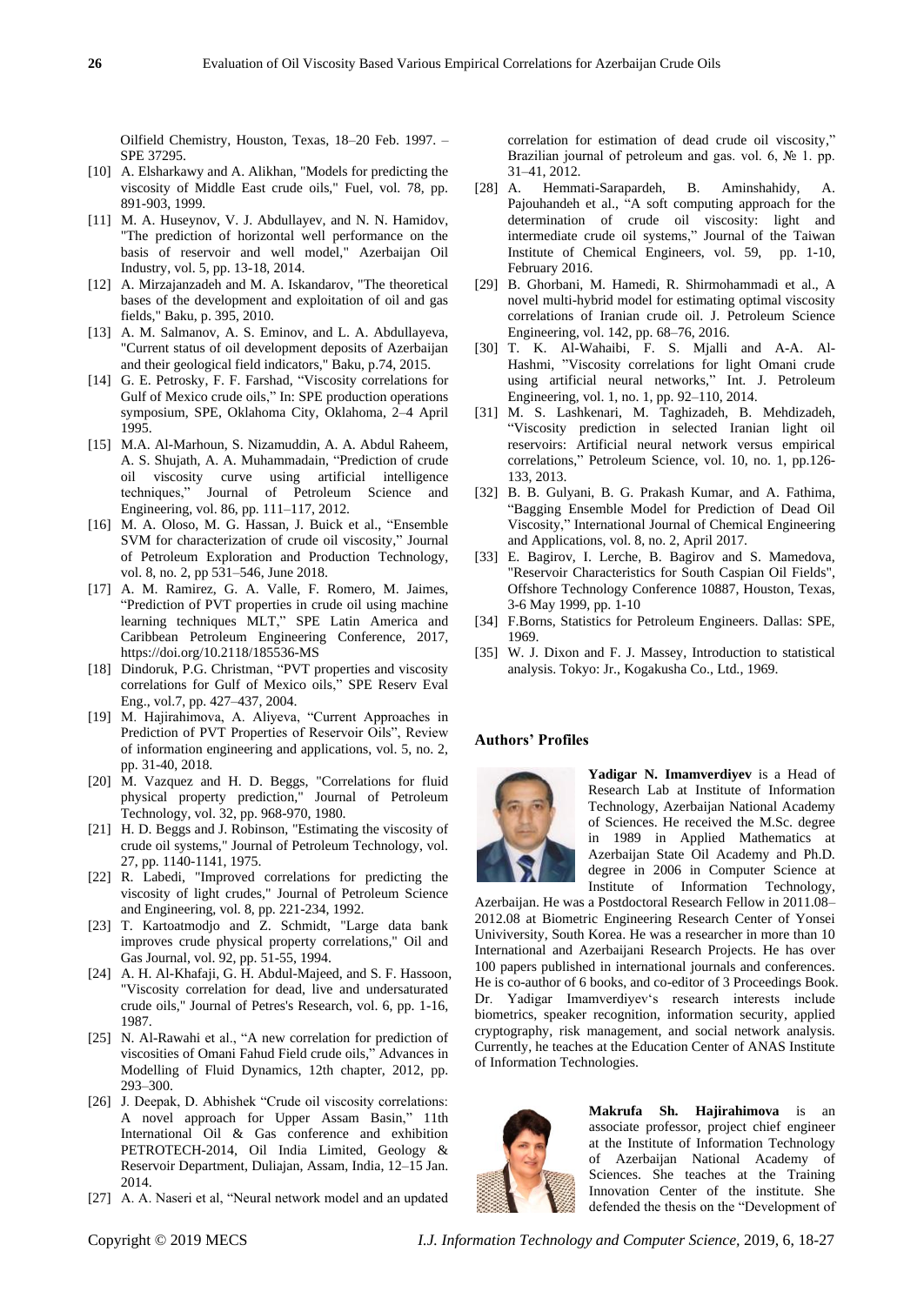Oilfield Chemistry, Houston, Texas, 18–20 Feb. 1997. – SPE 37295.

[10] A. Elsharkawy and A. Alikhan, "Models for predicting the viscosity of Middle East crude oils," Fuel, vol. 78, pp. 891-903, 1999.

[11] M. A. Huseynov, V. J. Abdullayev, and N. N. Hamidov, "The prediction of horizontal well performance on the basis of reservoir and well model," Azerbaijan Oil Industry, vol. 5, pp. 13-18, 2014.

[12] A. Mirzajanzadeh and M. A. Iskandarov, "The theoretical bases of the development and exploitation of oil and gas fields," Baku, p. 395, 2010.

[13] A. M. Salmanov, A. S. Eminov, and L. A. Abdullayeva, "Current status of oil development deposits of Azerbaijan and their geological field indicators," Baku, p.74, 2015.

[14] G. E. Petrosky, F. F. Farshad, "Viscosity correlations for Gulf of Mexico crude oils," In: SPE production operations symposium, SPE, Oklahoma City, Oklahoma, 2–4 April 1995.

[15] M.A. Al-Marhoun, S. Nizamuddin, A. A. Abdul Raheem, A. S. Shujath, A. A. Muhammadain, "Prediction of crude oil viscosity curve using artificial intelligence techniques," Journal of Petroleum Science and Engineering, vol. 86, pp. 111–117, 2012.

[16] M. A. Oloso, M. G. Hassan, J. Buick et al., "Ensemble SVM for characterization of crude oil viscosity," Journal of Petroleum Exploration and Production Technology, vol. 8, no. 2, pp 531–546, June 2018.

[17] A. M. Ramirez, G. A. Valle, F. Romero, M. Jaimes, "Prediction of PVT properties in crude oil using machine learning techniques MLT," SPE Latin America and Caribbean Petroleum Engineering Conference, 2017, https://doi.org/10.2118/185536-MS

[18] Dindoruk, P.G. Christman, "PVT properties and viscosity correlations for Gulf of Mexico oils," SPE Reserv Eval Eng., vol.7, pp. 427–437, 2004.

[19] M. Hajirahimova, A. Aliyeva, "Current Approaches in Prediction of PVT Properties of Reservoir Oils", Review of information engineering and applications, vol. 5, no. 2, pp. 31-40, 2018.

[20] M. Vazquez and H. D. Beggs, "Correlations for fluid physical property prediction," Journal of Petroleum Technology, vol. 32, pp. 968-970, 1980.

[21] H. D. Beggs and J. Robinson, "Estimating the viscosity of crude oil systems," Journal of Petroleum Technology, vol. 27, pp. 1140-1141, 1975.

[22] R. Labedi, "Improved correlations for predicting the viscosity of light crudes," Journal of Petroleum Science and Engineering, vol. 8, pp. 221-234, 1992.

[23] T. Kartoatmodjo and Z. Schmidt, "Large data bank improves crude physical property correlations," Oil and Gas Journal, vol. 92, pp. 51-55, 1994.

[24] A. H. Al-Khafaji, G. H. Abdul-Majeed, and S. F. Hassoon, "Viscosity correlation for dead, live and undersaturated crude oils," Journal of Petres's Research, vol. 6, pp. 1-16, 1987.

[25] N. Al-Rawahi et al., "A new correlation for prediction of viscosities of Omani Fahud Field crude oils," Advances in Modelling of Fluid Dynamics, 12th chapter, 2012, pp. 293–300.

[26] J. Deepak, D. Abhishek "Crude oil viscosity correlations: A novel approach for Upper Assam Basin," 11th International Oil & Gas conference and exhibition PETROTECH-2014, Oil India Limited, Geology & Reservoir Department, Duliajan, Assam, India, 12–15 Jan. 2014.

[27] A. A. Naseri et al, "Neural network model and an updated correlation for estimation of dead crude oil viscosity," Brazilian journal of petroleum and gas. vol. 6, № 1. pp. 31–41, 2012.

[28] A. Hemmati-Sarapardeh, B. Aminshahidy, A. Pajouhandeh et al., "A soft computing approach for the determination of crude oil viscosity: light and intermediate crude oil systems," Journal of the Taiwan Institute of Chemical Engineers, vol. 59, pp. 1-10, February 2016.

[29] B. Ghorbani, M. Hamedi, R. Shirmohammadi et al., A novel multi-hybrid model for estimating optimal viscosity correlations of Iranian crude oil. J. Petroleum Science Engineering, vol. 142, pp. 68–76, 2016.

[30] T. K. Al-Wahaibi, F. S. Mjalli and A-A. Al-Hashmi, "Viscosity correlations for light Omani crude using artificial neural networks," Int. J. Petroleum Engineering, vol. 1, no. 1, pp. 92–110, 2014.

[31] M. S. Lashkenari, M. Taghizadeh, B. Mehdizadeh, "Viscosity prediction in selected Iranian light oil reservoirs: Artificial neural network versus empirical correlations," Petroleum Science, vol. 10, no. 1, pp.126-133, 2013.

[32] B. B. Gulyani, B. G. Prakash Kumar, and A. Fathima, "Bagging Ensemble Model for Prediction of Dead Oil Viscosity," International Journal of Chemical Engineering and Applications, vol. 8, no. 2, April 2017.

[33] E. Bagirov, I. Lerche, B. Bagirov and S. Mamedova, "Reservoir Characteristics for South Caspian Oil Fields", Offshore Technology Conference 10887, Houston, Texas, 3-6 May 1999, pp. 1-10

[34] F.Borns, Statistics for Petroleum Engineers. Dallas: SPE, 1969.

[35] W. J. Dixon and F. J. Massey, Introduction to statistical analysis. Tokyo: Jr., Kogakusha Co., Ltd., 1969.

## Authors' Profiles

**Yadigar N. Imamverdiyev** is a Head of Research Lab at Institute of Information Technology, Azerbaijan National Academy of Sciences. He received the M.Sc. degree in 1989 in Applied Mathematics at Azerbaijan State Oil Academy and Ph.D. degree in 2006 in Computer Science at Institute of Information Technology, Azerbaijan. He was a Postdoctoral Research Fellow in 2011.08–2012.08 at Biometric Engineering Research Center of Yonsei Univiversity, South Korea. He was a researcher in more than 10 International and Azerbaijani Research Projects. He has over 100 papers published in international journals and conferences. He is co-author of 6 books, and co-editor of 3 Proceedings Book. Dr. Yadigar Imamverdiyev's research interests include biometrics, speaker recognition, information security, applied cryptography, risk management, and social network analysis. Currently, he teaches at the Education Center of ANAS Institute of Information Technologies.

**Makrufa Sh. Hajirahimova** is an associate professor, project chief engineer at the Institute of Information Technology of Azerbaijan National Academy of Sciences. She teaches at the Training Innovation Center of the institute. She defended the thesis on the "Development of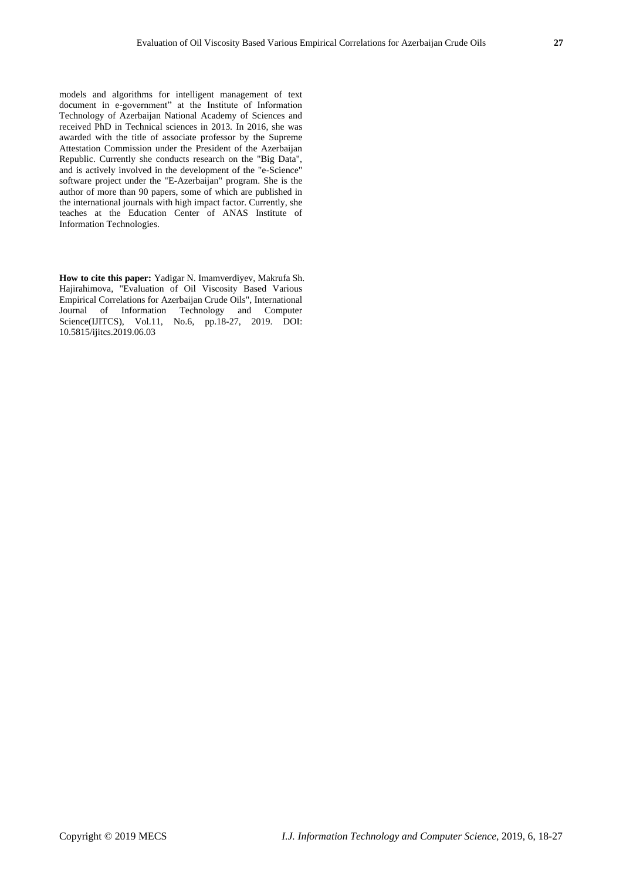models and algorithms for intelligent management of text document in e-government" at the Institute of Information Technology of Azerbaijan National Academy of Sciences and received PhD in Technical sciences in 2013. In 2016, she was awarded with the title of associate professor by the Supreme Attestation Commission under the President of the Azerbaijan Republic. Currently she conducts research on the "Big Data", and is actively involved in the development of the "e-Science" software project under the "E-Azerbaijan" program. She is the author of more than 90 papers, some of which are published in the international journals with high impact factor. Currently, she teaches at the Education Center of ANAS Institute of Information Technologies.

**How to cite this paper:** Yadigar N. Imamverdiyev, Makrufa Sh. Hajirahimova, "Evaluation of Oil Viscosity Based Various Empirical Correlations for Azerbaijan Crude Oils", International Journal of Information Technology and Computer Science(IJITCS), Vol.11, No.6, pp.18-27, 2019. DOI: 10.5815/ijitcs.2019.06.03